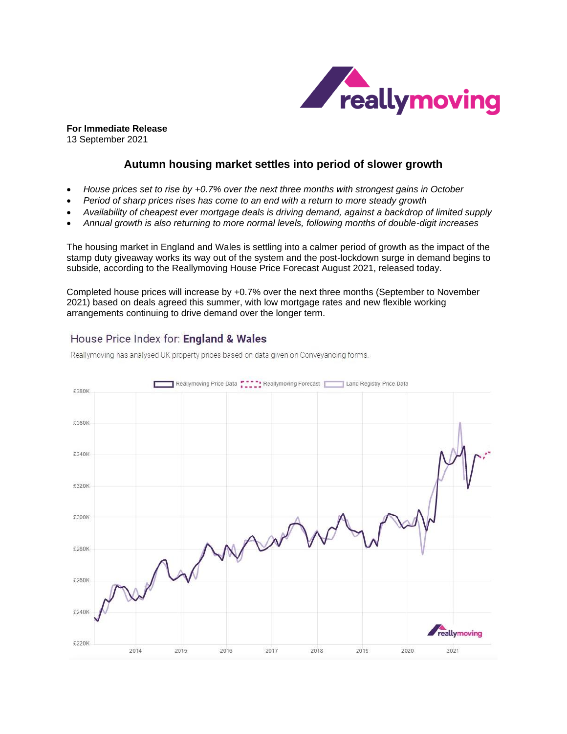**For Immediate Release**
13 September 2021

## Autumn housing market settles into period of slower growth

- *House prices set to rise by +0.7% over the next three months with strongest gains in October*
- *Period of sharp prices rises has come to an end with a return to more steady growth*
- *Availability of cheapest ever mortgage deals is driving demand, against a backdrop of limited supply*
- *Annual growth is also returning to more normal levels, following months of double-digit increases*

The housing market in England and Wales is settling into a calmer period of growth as the impact of the stamp duty giveaway works its way out of the system and the post-lockdown surge in demand begins to subside, according to the Reallymoving House Price Forecast August 2021, released today.

Completed house prices will increase by +0.7% over the next three months (September to November 2021) based on deals agreed this summer, with low mortgage rates and new flexible working arrangements continuing to drive demand over the longer term.

House Price Index for: **England & Wales**

Reallymoving has analysed UK property prices based on data given on Conveyancing forms.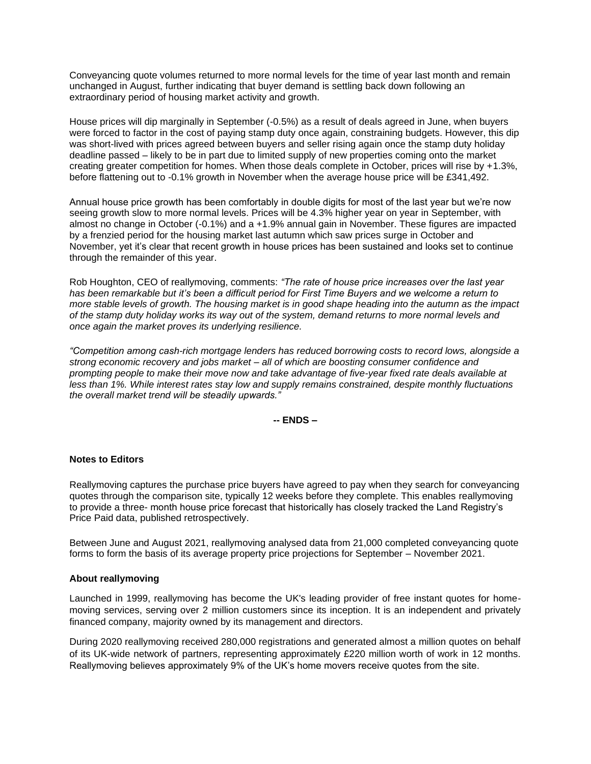Conveyancing quote volumes returned to more normal levels for the time of year last month and remain unchanged in August, further indicating that buyer demand is settling back down following an extraordinary period of housing market activity and growth.

House prices will dip marginally in September (-0.5%) as a result of deals agreed in June, when buyers were forced to factor in the cost of paying stamp duty once again, constraining budgets. However, this dip was short-lived with prices agreed between buyers and seller rising again once the stamp duty holiday deadline passed – likely to be in part due to limited supply of new properties coming onto the market creating greater competition for homes. When those deals complete in October, prices will rise by +1.3%, before flattening out to -0.1% growth in November when the average house price will be £341,492.

Annual house price growth has been comfortably in double digits for most of the last year but we're now seeing growth slow to more normal levels. Prices will be 4.3% higher year on year in September, with almost no change in October (-0.1%) and a +1.9% annual gain in November. These figures are impacted by a frenzied period for the housing market last autumn which saw prices surge in October and November, yet it's clear that recent growth in house prices has been sustained and looks set to continue through the remainder of this year.

Rob Houghton, CEO of reallymoving, comments: *"The rate of house price increases over the last year has been remarkable but it's been a difficult period for First Time Buyers and we welcome a return to more stable levels of growth. The housing market is in good shape heading into the autumn as the impact of the stamp duty holiday works its way out of the system, demand returns to more normal levels and once again the market proves its underlying resilience.*

*"Competition among cash-rich mortgage lenders has reduced borrowing costs to record lows, alongside a strong economic recovery and jobs market – all of which are boosting consumer confidence and prompting people to make their move now and take advantage of five-year fixed rate deals available at less than 1%. While interest rates stay low and supply remains constrained, despite monthly fluctuations the overall market trend will be steadily upwards."*

**-- ENDS –**

**Notes to Editors**

Reallymoving captures the purchase price buyers have agreed to pay when they search for conveyancing quotes through the comparison site, typically 12 weeks before they complete. This enables reallymoving to provide a three- month house price forecast that historically has closely tracked the Land Registry's Price Paid data, published retrospectively.

Between June and August 2021, reallymoving analysed data from 21,000 completed conveyancing quote forms to form the basis of its average property price projections for September – November 2021.

**About reallymoving**

Launched in 1999, reallymoving has become the UK's leading provider of free instant quotes for home-moving services, serving over 2 million customers since its inception. It is an independent and privately financed company, majority owned by its management and directors.

During 2020 reallymoving received 280,000 registrations and generated almost a million quotes on behalf of its UK-wide network of partners, representing approximately £220 million worth of work in 12 months. Reallymoving believes approximately 9% of the UK's home movers receive quotes from the site.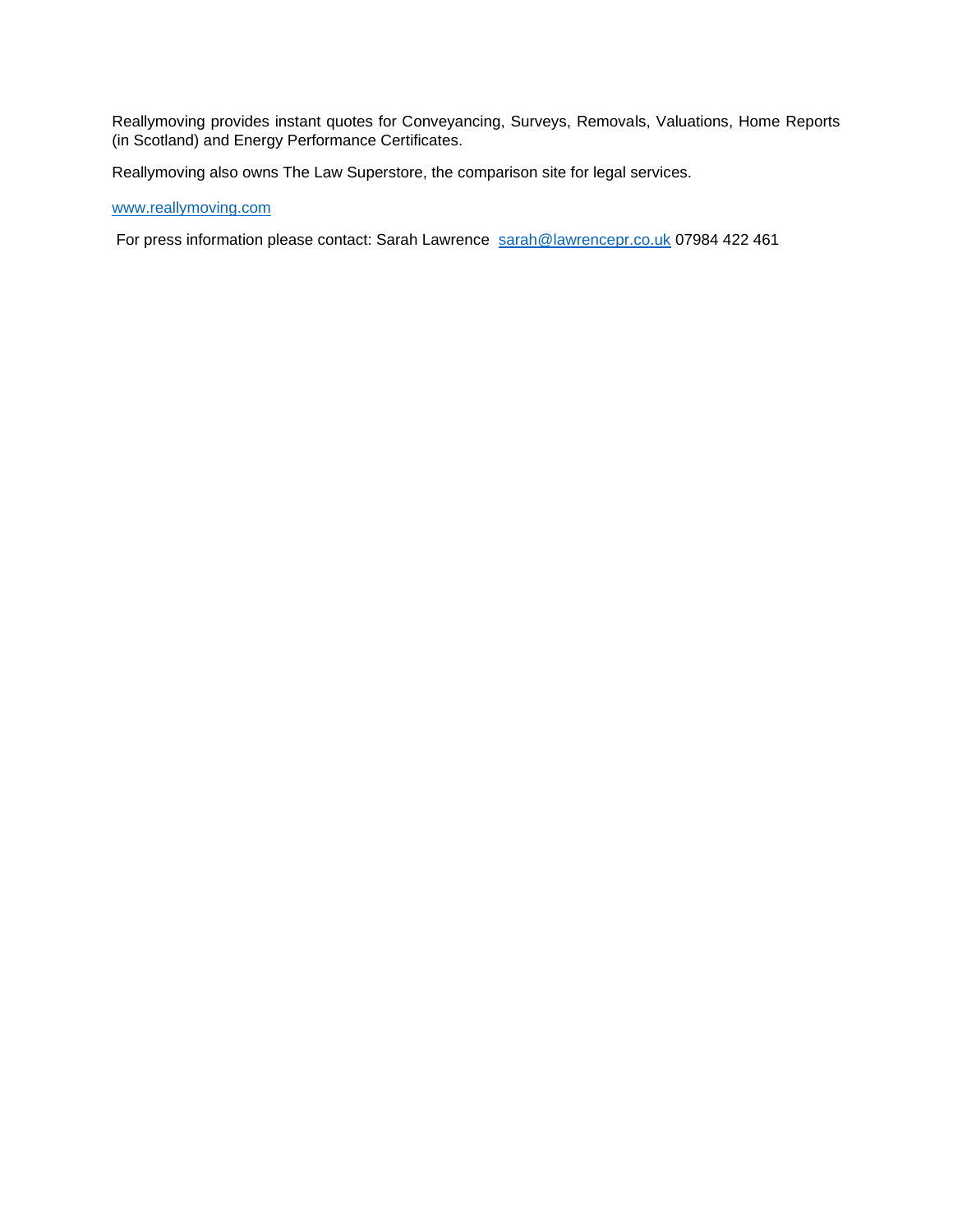Reallymoving provides instant quotes for Conveyancing, Surveys, Removals, Valuations, Home Reports (in Scotland) and Energy Performance Certificates.

Reallymoving also owns The Law Superstore, the comparison site for legal services.

www.reallymoving.com

For press information please contact: Sarah Lawrence sarah@lawrencepr.co.uk 07984 422 461